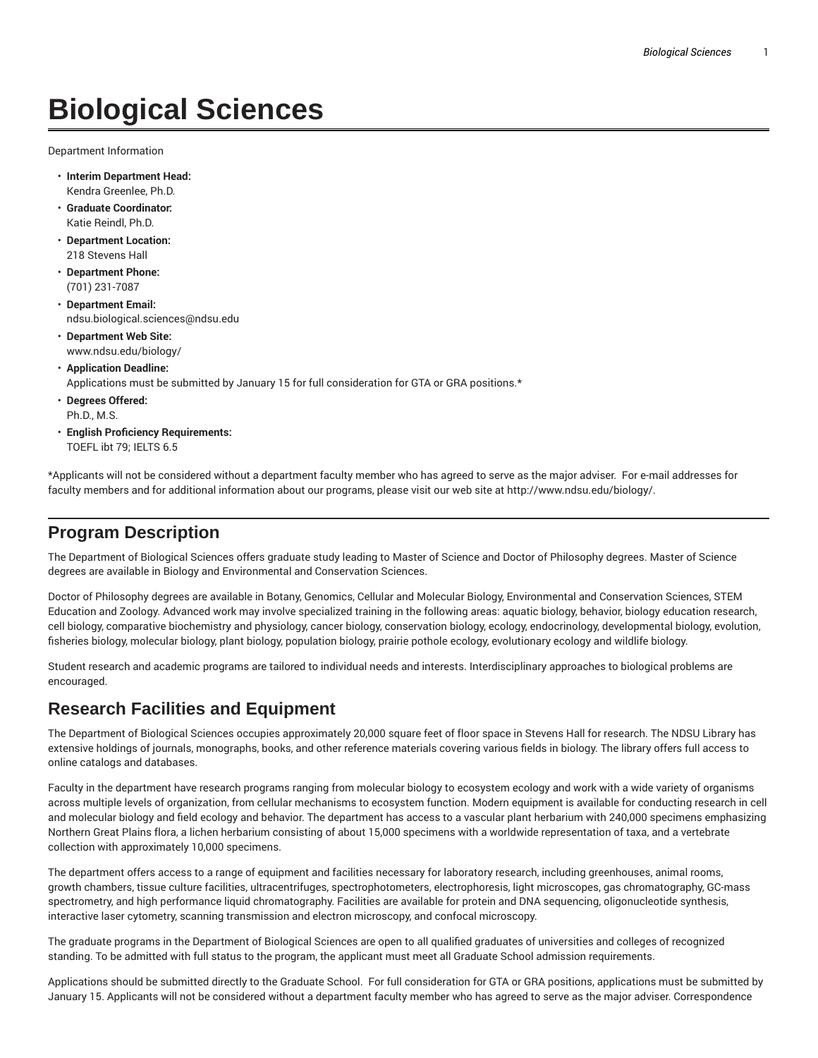# Biological Sciences

Department Information

- **Interim Department Head:**
  Kendra Greenlee, Ph.D.
- **Graduate Coordinator:**
  Katie Reindl, Ph.D.
- **Department Location:**
  218 Stevens Hall
- **Department Phone:**
  (701) 231-7087
- **Department Email:**
  ndsu.biological.sciences@ndsu.edu
- **Department Web Site:**
  www.ndsu.edu/biology/
- **Application Deadline:**
  Applications must be submitted by January 15 for full consideration for GTA or GRA positions.*
- **Degrees Offered:**
  Ph.D., M.S.
- **English Proficiency Requirements:**
  TOEFL ibt 79; IELTS 6.5

*Applicants will not be considered without a department faculty member who has agreed to serve as the major adviser. For e-mail addresses for faculty members and for additional information about our programs, please visit our web site at http://www.ndsu.edu/biology/.

## Program Description

The Department of Biological Sciences offers graduate study leading to Master of Science and Doctor of Philosophy degrees. Master of Science degrees are available in Biology and Environmental and Conservation Sciences.

Doctor of Philosophy degrees are available in Botany, Genomics, Cellular and Molecular Biology, Environmental and Conservation Sciences, STEM Education and Zoology. Advanced work may involve specialized training in the following areas: aquatic biology, behavior, biology education research, cell biology, comparative biochemistry and physiology, cancer biology, conservation biology, ecology, endocrinology, developmental biology, evolution, fisheries biology, molecular biology, plant biology, population biology, prairie pothole ecology, evolutionary ecology and wildlife biology.

Student research and academic programs are tailored to individual needs and interests. Interdisciplinary approaches to biological problems are encouraged.

## Research Facilities and Equipment

The Department of Biological Sciences occupies approximately 20,000 square feet of floor space in Stevens Hall for research. The NDSU Library has extensive holdings of journals, monographs, books, and other reference materials covering various fields in biology. The library offers full access to online catalogs and databases.

Faculty in the department have research programs ranging from molecular biology to ecosystem ecology and work with a wide variety of organisms across multiple levels of organization, from cellular mechanisms to ecosystem function. Modern equipment is available for conducting research in cell and molecular biology and field ecology and behavior. The department has access to a vascular plant herbarium with 240,000 specimens emphasizing Northern Great Plains flora, a lichen herbarium consisting of about 15,000 specimens with a worldwide representation of taxa, and a vertebrate collection with approximately 10,000 specimens.

The department offers access to a range of equipment and facilities necessary for laboratory research, including greenhouses, animal rooms, growth chambers, tissue culture facilities, ultracentrifuges, spectrophotometers, electrophoresis, light microscopes, gas chromatography, GC-mass spectrometry, and high performance liquid chromatography. Facilities are available for protein and DNA sequencing, oligonucleotide synthesis, interactive laser cytometry, scanning transmission and electron microscopy, and confocal microscopy.

The graduate programs in the Department of Biological Sciences are open to all qualified graduates of universities and colleges of recognized standing. To be admitted with full status to the program, the applicant must meet all Graduate School admission requirements.

Applications should be submitted directly to the Graduate School. For full consideration for GTA or GRA positions, applications must be submitted by January 15. Applicants will not be considered without a department faculty member who has agreed to serve as the major adviser. Correspondence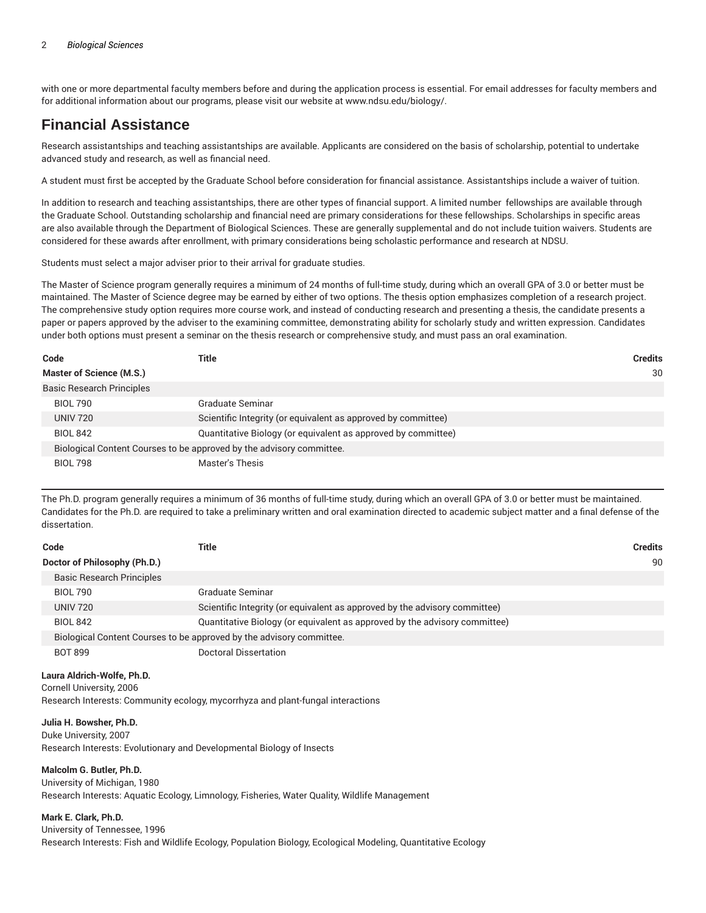with one or more departmental faculty members before and during the application process is essential. For email addresses for faculty members and for additional information about our programs, please visit our website at www.ndsu.edu/biology/.

## Financial Assistance

Research assistantships and teaching assistantships are available. Applicants are considered on the basis of scholarship, potential to undertake advanced study and research, as well as financial need.

A student must first be accepted by the Graduate School before consideration for financial assistance. Assistantships include a waiver of tuition.

In addition to research and teaching assistantships, there are other types of financial support. A limited number fellowships are available through the Graduate School. Outstanding scholarship and financial need are primary considerations for these fellowships. Scholarships in specific areas are also available through the Department of Biological Sciences. These are generally supplemental and do not include tuition waivers. Students are considered for these awards after enrollment, with primary considerations being scholastic performance and research at NDSU.

Students must select a major adviser prior to their arrival for graduate studies.

The Master of Science program generally requires a minimum of 24 months of full-time study, during which an overall GPA of 3.0 or better must be maintained. The Master of Science degree may be earned by either of two options. The thesis option emphasizes completion of a research project. The comprehensive study option requires more course work, and instead of conducting research and presenting a thesis, the candidate presents a paper or papers approved by the adviser to the examining committee, demonstrating ability for scholarly study and written expression. Candidates under both options must present a seminar on the thesis research or comprehensive study, and must pass an oral examination.

| Code | Title | Credits |
| --- | --- | --- |
| **Master of Science (M.S.)** | | 30 |
| Basic Research Principles | | |
| BIOL 790 | Graduate Seminar | |
| UNIV 720 | Scientific Integrity (or equivalent as approved by committee) | |
| BIOL 842 | Quantitative Biology (or equivalent as approved by committee) | |
| Biological Content Courses to be approved by the advisory committee. | | |
| BIOL 798 | Master's Thesis | |

The Ph.D. program generally requires a minimum of 36 months of full-time study, during which an overall GPA of 3.0 or better must be maintained. Candidates for the Ph.D. are required to take a preliminary written and oral examination directed to academic subject matter and a final defense of the dissertation.

| Code | Title | Credits |
| --- | --- | --- |
| **Doctor of Philosophy (Ph.D.)** | | 90 |
| Basic Research Principles | | |
| BIOL 790 | Graduate Seminar | |
| UNIV 720 | Scientific Integrity (or equivalent as approved by the advisory committee) | |
| BIOL 842 | Quantitative Biology (or equivalent as approved by the advisory committee) | |
| Biological Content Courses to be approved by the advisory committee. | | |
| BOT 899 | Doctoral Dissertation | |

**Laura Aldrich-Wolfe, Ph.D.**
Cornell University, 2006
Research Interests: Community ecology, mycorrhyza and plant-fungal interactions

**Julia H. Bowsher, Ph.D.**
Duke University, 2007
Research Interests: Evolutionary and Developmental Biology of Insects

**Malcolm G. Butler, Ph.D.**
University of Michigan, 1980
Research Interests: Aquatic Ecology, Limnology, Fisheries, Water Quality, Wildlife Management

**Mark E. Clark, Ph.D.**
University of Tennessee, 1996
Research Interests: Fish and Wildlife Ecology, Population Biology, Ecological Modeling, Quantitative Ecology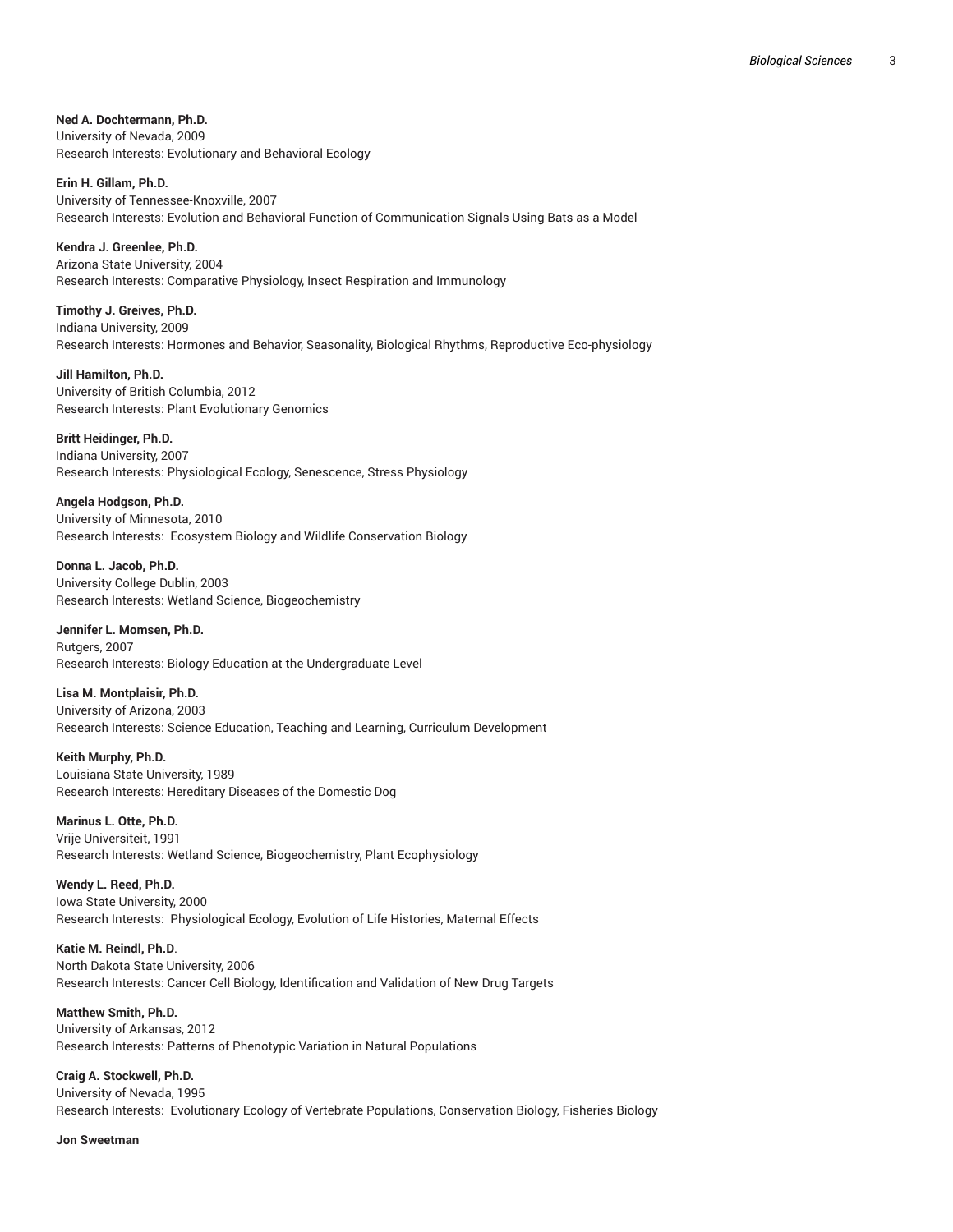**Ned A. Dochtermann, Ph.D.**
University of Nevada, 2009
Research Interests: Evolutionary and Behavioral Ecology

**Erin H. Gillam, Ph.D.**
University of Tennessee-Knoxville, 2007
Research Interests: Evolution and Behavioral Function of Communication Signals Using Bats as a Model

**Kendra J. Greenlee, Ph.D.**
Arizona State University, 2004
Research Interests: Comparative Physiology, Insect Respiration and Immunology

**Timothy J. Greives, Ph.D.**
Indiana University, 2009
Research Interests: Hormones and Behavior, Seasonality, Biological Rhythms, Reproductive Eco-physiology

**Jill Hamilton, Ph.D.**
University of British Columbia, 2012
Research Interests: Plant Evolutionary Genomics

**Britt Heidinger, Ph.D.**
Indiana University, 2007
Research Interests: Physiological Ecology, Senescence, Stress Physiology

**Angela Hodgson, Ph.D.**
University of Minnesota, 2010
Research Interests: Ecosystem Biology and Wildlife Conservation Biology

**Donna L. Jacob, Ph.D.**
University College Dublin, 2003
Research Interests: Wetland Science, Biogeochemistry

**Jennifer L. Momsen, Ph.D.**
Rutgers, 2007
Research Interests: Biology Education at the Undergraduate Level

**Lisa M. Montplaisir, Ph.D.**
University of Arizona, 2003
Research Interests: Science Education, Teaching and Learning, Curriculum Development

**Keith Murphy, Ph.D.**
Louisiana State University, 1989
Research Interests: Hereditary Diseases of the Domestic Dog

**Marinus L. Otte, Ph.D.**
Vrije Universiteit, 1991
Research Interests: Wetland Science, Biogeochemistry, Plant Ecophysiology

**Wendy L. Reed, Ph.D.**
Iowa State University, 2000
Research Interests: Physiological Ecology, Evolution of Life Histories, Maternal Effects

**Katie M. Reindl, Ph.D**.
North Dakota State University, 2006
Research Interests: Cancer Cell Biology, Identification and Validation of New Drug Targets

**Matthew Smith, Ph.D.**
University of Arkansas, 2012
Research Interests: Patterns of Phenotypic Variation in Natural Populations

**Craig A. Stockwell, Ph.D.**
University of Nevada, 1995
Research Interests: Evolutionary Ecology of Vertebrate Populations, Conservation Biology, Fisheries Biology

**Jon Sweetman**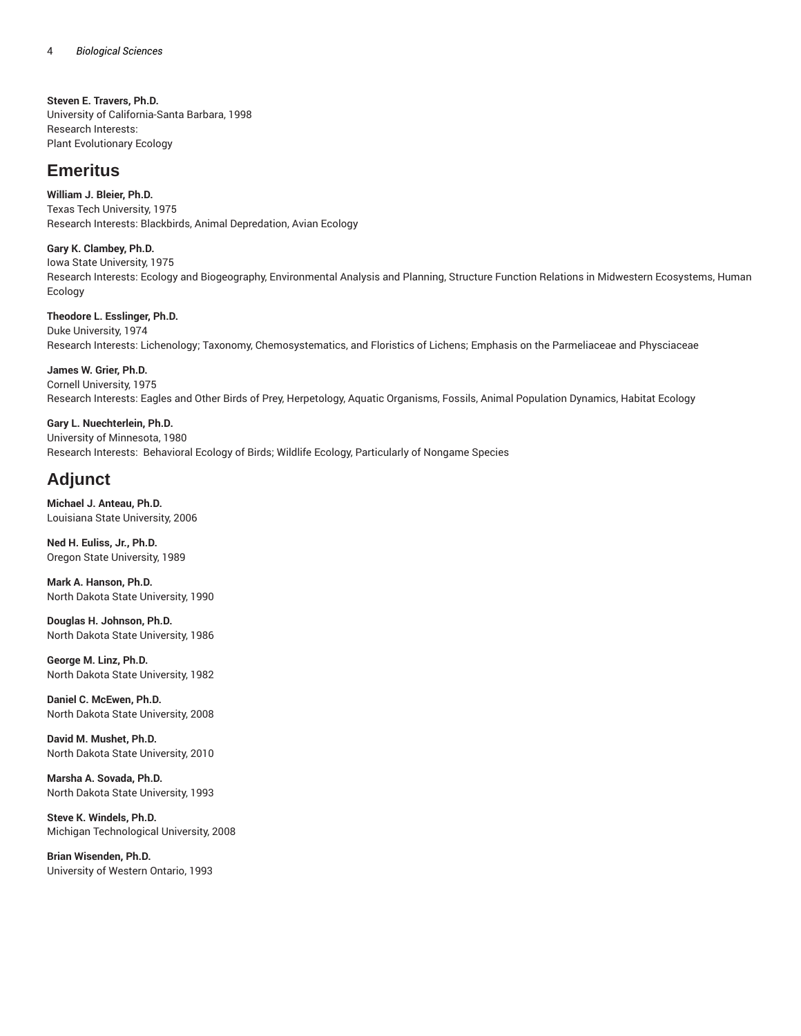**Steven E. Travers, Ph.D.**
University of California-Santa Barbara, 1998
Research Interests:
Plant Evolutionary Ecology

## Emeritus

**William J. Bleier, Ph.D.**
Texas Tech University, 1975
Research Interests: Blackbirds, Animal Depredation, Avian Ecology

**Gary K. Clambey, Ph.D.**
Iowa State University, 1975
Research Interests: Ecology and Biogeography, Environmental Analysis and Planning, Structure Function Relations in Midwestern Ecosystems, Human Ecology

**Theodore L. Esslinger, Ph.D.**
Duke University, 1974
Research Interests: Lichenology; Taxonomy, Chemosystematics, and Floristics of Lichens; Emphasis on the Parmeliaceae and Physciaceae

**James W. Grier, Ph.D.**
Cornell University, 1975
Research Interests: Eagles and Other Birds of Prey, Herpetology, Aquatic Organisms, Fossils, Animal Population Dynamics, Habitat Ecology

**Gary L. Nuechterlein, Ph.D.**
University of Minnesota, 1980
Research Interests: Behavioral Ecology of Birds; Wildlife Ecology, Particularly of Nongame Species

## Adjunct

**Michael J. Anteau, Ph.D.**
Louisiana State University, 2006

**Ned H. Euliss, Jr., Ph.D.**
Oregon State University, 1989

**Mark A. Hanson, Ph.D.**
North Dakota State University, 1990

**Douglas H. Johnson, Ph.D.**
North Dakota State University, 1986

**George M. Linz, Ph.D.**
North Dakota State University, 1982

**Daniel C. McEwen, Ph.D.**
North Dakota State University, 2008

**David M. Mushet, Ph.D.**
North Dakota State University, 2010

**Marsha A. Sovada, Ph.D.**
North Dakota State University, 1993

**Steve K. Windels, Ph.D.**
Michigan Technological University, 2008

**Brian Wisenden, Ph.D.**
University of Western Ontario, 1993